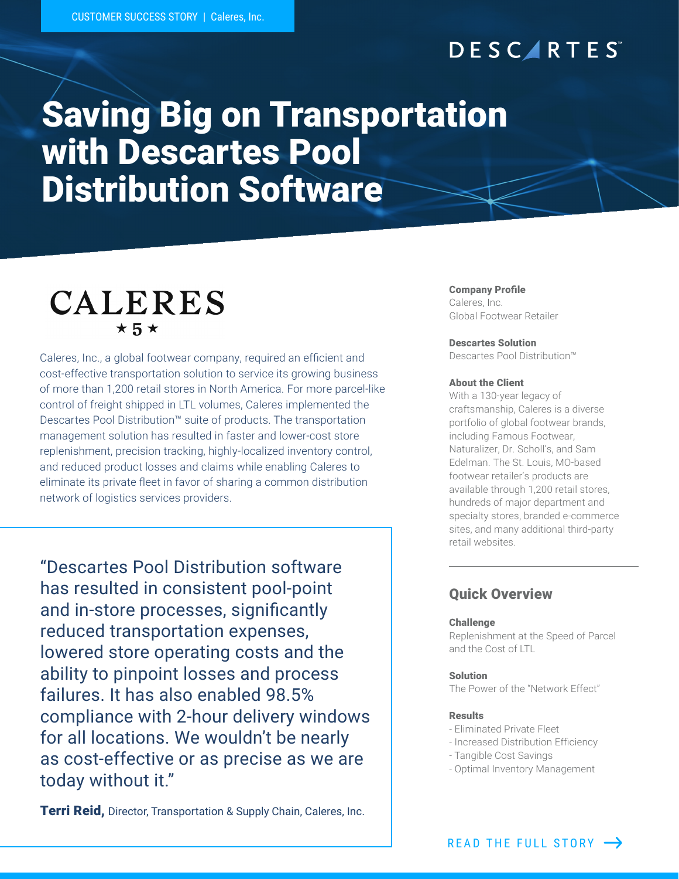CUSTOMER SUCCESS STORY | Caleres, Inc.

DESCARTES™

# Saving Big on Transportation with Descartes Pool Distribution Software

CALERES ★ 5 ★

Caleres, Inc., a global footwear company, required an efficient and cost-effective transportation solution to service its growing business of more than 1,200 retail stores in North America. For more parcel-like control of freight shipped in LTL volumes, Caleres implemented the Descartes Pool Distribution™ suite of products. The transportation management solution has resulted in faster and lower-cost store replenishment, precision tracking, highly-localized inventory control, and reduced product losses and claims while enabling Caleres to eliminate its private fleet in favor of sharing a common distribution network of logistics services providers.

> "Descartes Pool Distribution software has resulted in consistent pool-point and in-store processes, significantly reduced transportation expenses, lowered store operating costs and the ability to pinpoint losses and process failures. It has also enabled 98.5% compliance with 2-hour delivery windows for all locations. We wouldn't be nearly as cost-effective or as precise as we are today without it."
>
> **Terri Reid,** Director, Transportation & Supply Chain, Caleres, Inc.

**Company Profile**
Caleres, Inc.
Global Footwear Retailer

**Descartes Solution**
Descartes Pool Distribution™

**About the Client**
With a 130-year legacy of craftsmanship, Caleres is a diverse portfolio of global footwear brands, including Famous Footwear, Naturalizer, Dr. Scholl's, and Sam Edelman. The St. Louis, MO-based footwear retailer's products are available through 1,200 retail stores, hundreds of major department and specialty stores, branded e-commerce sites, and many additional third-party retail websites.

## Quick Overview

**Challenge**
Replenishment at the Speed of Parcel and the Cost of LTL

**Solution**
The Power of the "Network Effect"

**Results**
- Eliminated Private Fleet
- Increased Distribution Efficiency
- Tangible Cost Savings
- Optimal Inventory Management

READ THE FULL STORY →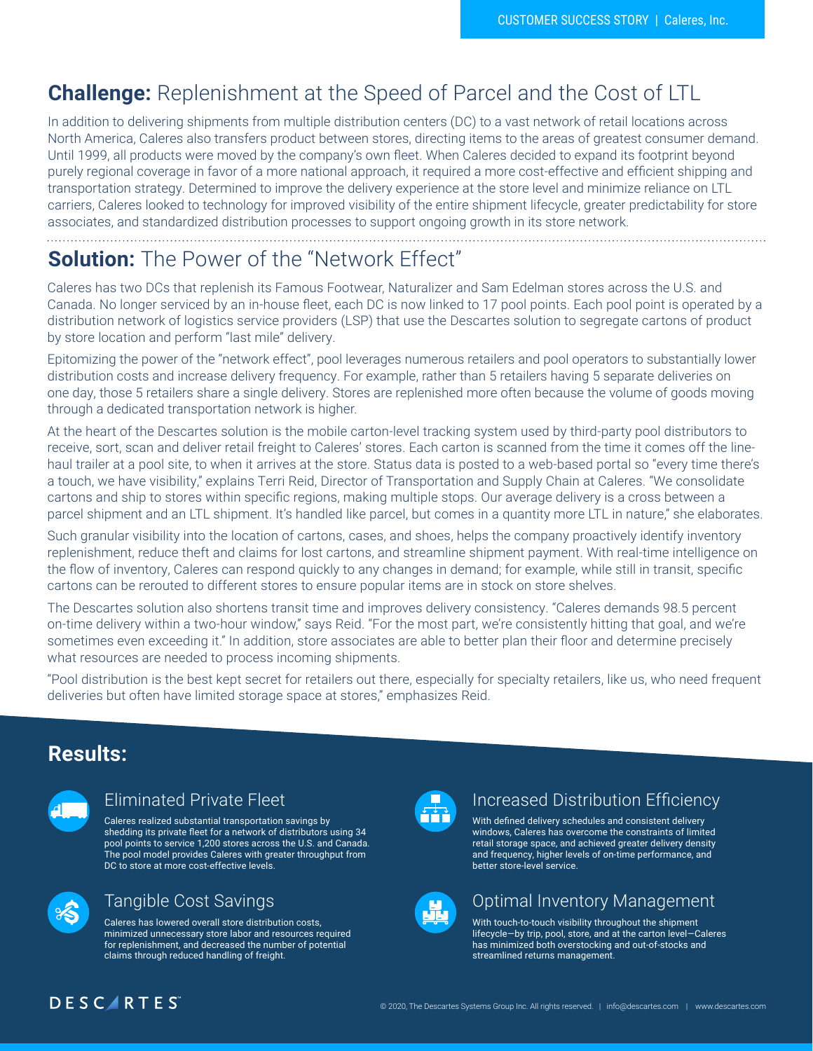## **Challenge:** Replenishment at the Speed of Parcel and the Cost of LTL

In addition to delivering shipments from multiple distribution centers (DC) to a vast network of retail locations across North America, Caleres also transfers product between stores, directing items to the areas of greatest consumer demand. Until 1999, all products were moved by the company's own fleet. When Caleres decided to expand its footprint beyond purely regional coverage in favor of a more national approach, it required a more cost-effective and efficient shipping and transportation strategy. Determined to improve the delivery experience at the store level and minimize reliance on LTL carriers, Caleres looked to technology for improved visibility of the entire shipment lifecycle, greater predictability for store associates, and standardized distribution processes to support ongoing growth in its store network.

## **Solution:** The Power of the "Network Effect"

Caleres has two DCs that replenish its Famous Footwear, Naturalizer and Sam Edelman stores across the U.S. and Canada. No longer serviced by an in-house fleet, each DC is now linked to 17 pool points. Each pool point is operated by a distribution network of logistics service providers (LSP) that use the Descartes solution to segregate cartons of product by store location and perform "last mile" delivery.

Epitomizing the power of the "network effect", pool leverages numerous retailers and pool operators to substantially lower distribution costs and increase delivery frequency. For example, rather than 5 retailers having 5 separate deliveries on one day, those 5 retailers share a single delivery. Stores are replenished more often because the volume of goods moving through a dedicated transportation network is higher.

At the heart of the Descartes solution is the mobile carton-level tracking system used by third-party pool distributors to receive, sort, scan and deliver retail freight to Caleres' stores. Each carton is scanned from the time it comes off the line-haul trailer at a pool site, to when it arrives at the store. Status data is posted to a web-based portal so "every time there's a touch, we have visibility," explains Terri Reid, Director of Transportation and Supply Chain at Caleres. "We consolidate cartons and ship to stores within specific regions, making multiple stops. Our average delivery is a cross between a parcel shipment and an LTL shipment. It's handled like parcel, but comes in a quantity more LTL in nature," she elaborates.

Such granular visibility into the location of cartons, cases, and shoes, helps the company proactively identify inventory replenishment, reduce theft and claims for lost cartons, and streamline shipment payment. With real-time intelligence on the flow of inventory, Caleres can respond quickly to any changes in demand; for example, while still in transit, specific cartons can be rerouted to different stores to ensure popular items are in stock on store shelves.

The Descartes solution also shortens transit time and improves delivery consistency. "Caleres demands 98.5 percent on-time delivery within a two-hour window," says Reid. "For the most part, we're consistently hitting that goal, and we're sometimes even exceeding it." In addition, store associates are able to better plan their floor and determine precisely what resources are needed to process incoming shipments.

"Pool distribution is the best kept secret for retailers out there, especially for specialty retailers, like us, who need frequent deliveries but often have limited storage space at stores," emphasizes Reid.

## **Results:**

### Eliminated Private Fleet

Caleres realized substantial transportation savings by shedding its private fleet for a network of distributors using 34 pool points to service 1,200 stores across the U.S. and Canada. The pool model provides Caleres with greater throughput from DC to store at more cost-effective levels.

### Tangible Cost Savings

Caleres has lowered overall store distribution costs, minimized unnecessary store labor and resources required for replenishment, and decreased the number of potential claims through reduced handling of freight.

### Increased Distribution Efficiency

With defined delivery schedules and consistent delivery windows, Caleres has overcome the constraints of limited retail storage space, and achieved greater delivery density and frequency, higher levels of on-time performance, and better store-level service.

### Optimal Inventory Management

With touch-to-touch visibility throughout the shipment lifecycle—by trip, pool, store, and at the carton level—Caleres has minimized both overstocking and out-of-stocks and streamlined returns management.